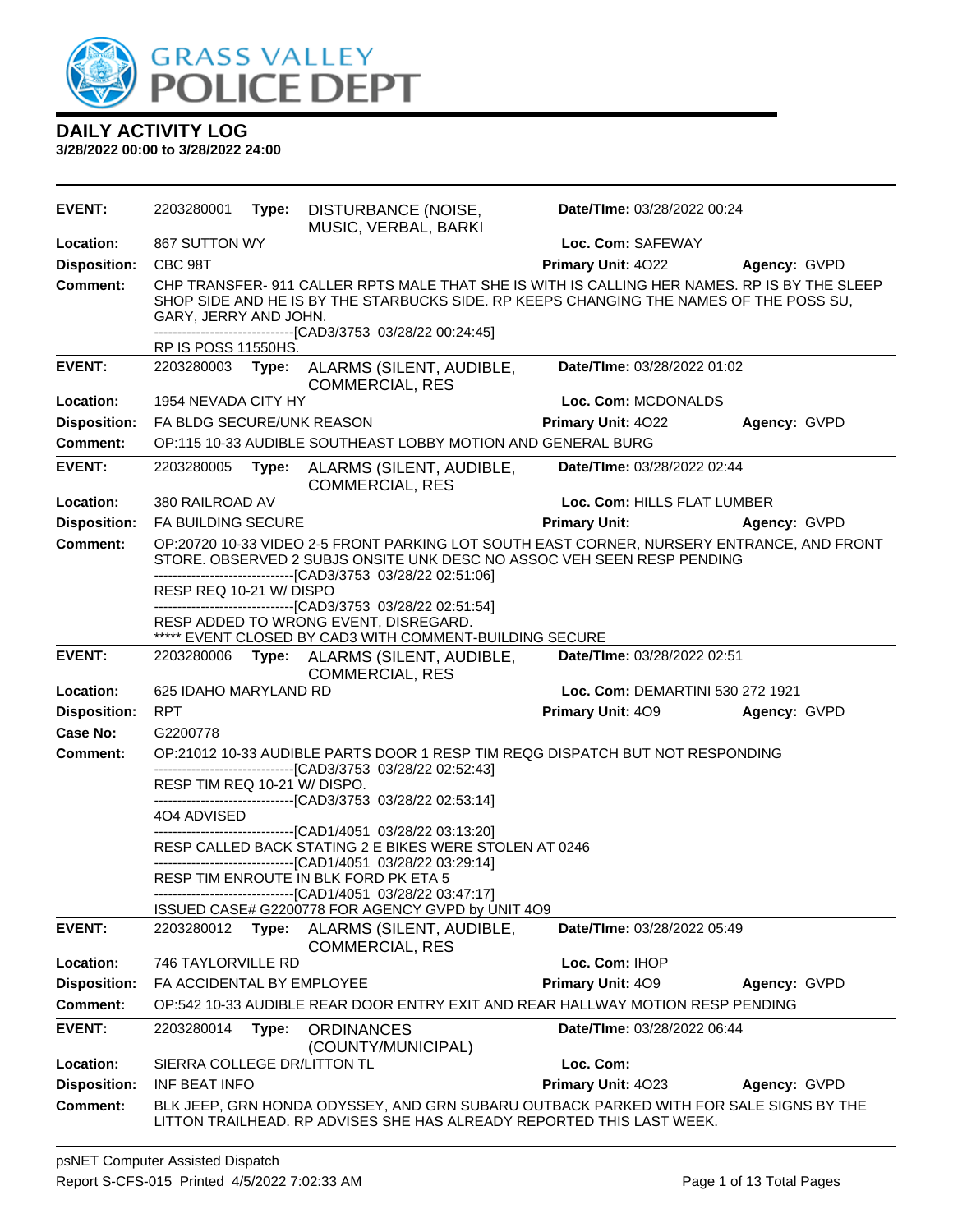# GRASS VALLEY POLICE DEPT

## DAILY ACTIVITY LOG

**3/28/2022 00:00 to 3/28/2022 24:00**

---

**EVENT:** 2203280001 **Type:** DISTURBANCE (NOISE, MUSIC, VERBAL, BARKI **Date/TIme:** 03/28/2022 00:24
**Location:** 867 SUTTON WY **Loc. Com:** SAFEWAY
**Disposition:** CBC 98T **Primary Unit:** 4O22 **Agency:** GVPD
**Comment:** CHP TRANSFER- 911 CALLER RPTS MALE THAT SHE IS WITH IS CALLING HER NAMES. RP IS BY THE SLEEP SHOP SIDE AND HE IS BY THE STARBUCKS SIDE. RP KEEPS CHANGING THE NAMES OF THE POSS SU, GARY, JERRY AND JOHN.
------------------------------[CAD3/3753 03/28/22 00:24:45]
RP IS POSS 11550HS.

---

**EVENT:** 2203280003 **Type:** ALARMS (SILENT, AUDIBLE, COMMERCIAL, RES **Date/TIme:** 03/28/2022 01:02
**Location:** 1954 NEVADA CITY HY **Loc. Com:** MCDONALDS
**Disposition:** FA BLDG SECURE/UNK REASON **Primary Unit:** 4O22 **Agency:** GVPD
**Comment:** OP:115 10-33 AUDIBLE SOUTHEAST LOBBY MOTION AND GENERAL BURG

---

**EVENT:** 2203280005 **Type:** ALARMS (SILENT, AUDIBLE, COMMERCIAL, RES **Date/TIme:** 03/28/2022 02:44
**Location:** 380 RAILROAD AV **Loc. Com:** HILLS FLAT LUMBER
**Disposition:** FA BUILDING SECURE **Primary Unit:** **Agency:** GVPD
**Comment:** OP:20720 10-33 VIDEO 2-5 FRONT PARKING LOT SOUTH EAST CORNER, NURSERY ENTRANCE, AND FRONT STORE. OBSERVED 2 SUBJS ONSITE UNK DESC NO ASSOC VEH SEEN RESP PENDING
------------------------------[CAD3/3753 03/28/22 02:51:06]
RESP REQ 10-21 W/ DISPO
------------------------------[CAD3/3753 03/28/22 02:51:54]
RESP ADDED TO WRONG EVENT, DISREGARD.
***** EVENT CLOSED BY CAD3 WITH COMMENT-BUILDING SECURE

---

**EVENT:** 2203280006 **Type:** ALARMS (SILENT, AUDIBLE, COMMERCIAL, RES **Date/TIme:** 03/28/2022 02:51
**Location:** 625 IDAHO MARYLAND RD **Loc. Com:** DEMARTINI 530 272 1921
**Disposition:** RPT **Primary Unit:** 4O9 **Agency:** GVPD
**Case No:** G2200778
**Comment:** OP:21012 10-33 AUDIBLE PARTS DOOR 1 RESP TIM REQG DISPATCH BUT NOT RESPONDING
------------------------------[CAD3/3753 03/28/22 02:52:43]
RESP TIM REQ 10-21 W/ DISPO.
------------------------------[CAD3/3753 03/28/22 02:53:14]
4O4 ADVISED
------------------------------[CAD1/4051 03/28/22 03:13:20]
RESP CALLED BACK STATING 2 E BIKES WERE STOLEN AT 0246
------------------------------[CAD1/4051 03/28/22 03:29:14]
RESP TIM ENROUTE IN BLK FORD PK ETA 5
------------------------------[CAD1/4051 03/28/22 03:47:17]
ISSUED CASE# G2200778 FOR AGENCY GVPD by UNIT 4O9

---

**EVENT:** 2203280012 **Type:** ALARMS (SILENT, AUDIBLE, COMMERCIAL, RES **Date/TIme:** 03/28/2022 05:49
**Location:** 746 TAYLORVILLE RD **Loc. Com:** IHOP
**Disposition:** FA ACCIDENTAL BY EMPLOYEE **Primary Unit:** 4O9 **Agency:** GVPD
**Comment:** OP:542 10-33 AUDIBLE REAR DOOR ENTRY EXIT AND REAR HALLWAY MOTION RESP PENDING

---

**EVENT:** 2203280014 **Type:** ORDINANCES (COUNTY/MUNICIPAL) **Date/TIme:** 03/28/2022 06:44
**Location:** SIERRA COLLEGE DR/LITTON TL **Loc. Com:**
**Disposition:** INF BEAT INFO **Primary Unit:** 4O23 **Agency:** GVPD
**Comment:** BLK JEEP, GRN HONDA ODYSSEY, AND GRN SUBARU OUTBACK PARKED WITH FOR SALE SIGNS BY THE LITTON TRAILHEAD. RP ADVISES SHE HAS ALREADY REPORTED THIS LAST WEEK.

---

psNET Computer Assisted Dispatch
Report S-CFS-015 Printed 4/5/2022 7:02:33 AM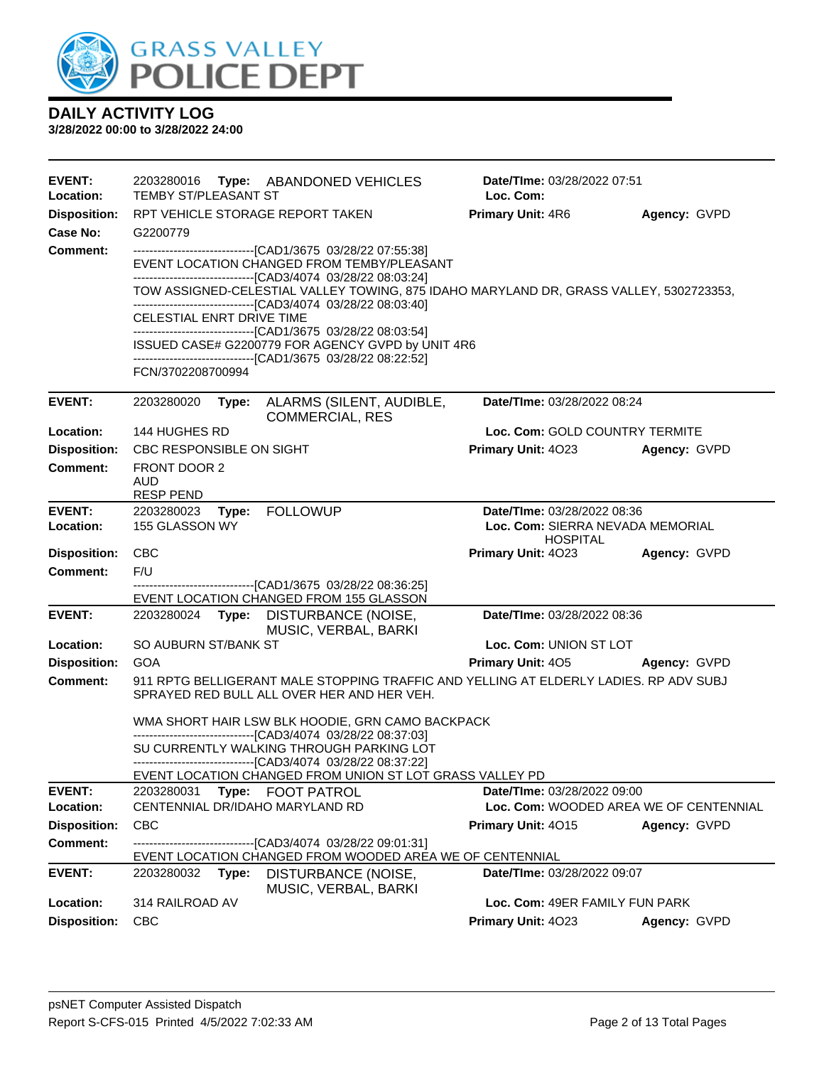# DAILY ACTIVITY LOG

**3/28/2022 00:00 to 3/28/2022 24:00**

---

**EVENT:** 2203280016 **Type:** ABANDONED VEHICLES **Date/TIme:** 03/28/2022 07:51
**Location:** TEMBY ST/PLEASANT ST **Loc. Com:**
**Disposition:** RPT VEHICLE STORAGE REPORT TAKEN **Primary Unit:** 4R6 **Agency:** GVPD
**Case No:** G2200779
**Comment:**
------------------------------[CAD1/3675 03/28/22 07:55:38]
EVENT LOCATION CHANGED FROM TEMBY/PLEASANT
------------------------------[CAD3/4074 03/28/22 08:03:24]
TOW ASSIGNED-CELESTIAL VALLEY TOWING, 875 IDAHO MARYLAND DR, GRASS VALLEY, 5302723353,
------------------------------[CAD3/4074 03/28/22 08:03:40]
CELESTIAL ENRT DRIVE TIME
------------------------------[CAD1/3675 03/28/22 08:03:54]
ISSUED CASE# G2200779 FOR AGENCY GVPD by UNIT 4R6
------------------------------[CAD1/3675 03/28/22 08:22:52]
FCN/3702208700994

---

**EVENT:** 2203280020 **Type:** ALARMS (SILENT, AUDIBLE, COMMERCIAL, RES **Date/TIme:** 03/28/2022 08:24
**Location:** 144 HUGHES RD **Loc. Com:** GOLD COUNTRY TERMITE
**Disposition:** CBC RESPONSIBLE ON SIGHT **Primary Unit:** 4O23 **Agency:** GVPD
**Comment:** FRONT DOOR 2
AUD
RESP PEND

---

**EVENT:** 2203280023 **Type:** FOLLOWUP **Date/TIme:** 03/28/2022 08:36
**Location:** 155 GLASSON WY **Loc. Com:** SIERRA NEVADA MEMORIAL HOSPITAL
**Disposition:** CBC **Primary Unit:** 4O23 **Agency:** GVPD
**Comment:** F/U
------------------------------[CAD1/3675 03/28/22 08:36:25]
EVENT LOCATION CHANGED FROM 155 GLASSON

---

**EVENT:** 2203280024 **Type:** DISTURBANCE (NOISE, MUSIC, VERBAL, BARKI **Date/TIme:** 03/28/2022 08:36
**Location:** SO AUBURN ST/BANK ST **Loc. Com:** UNION ST LOT
**Disposition:** GOA **Primary Unit:** 4O5 **Agency:** GVPD
**Comment:** 911 RPTG BELLIGERANT MALE STOPPING TRAFFIC AND YELLING AT ELDERLY LADIES. RP ADV SUBJ SPRAYED RED BULL ALL OVER HER AND HER VEH.

WMA SHORT HAIR LSW BLK HOODIE, GRN CAMO BACKPACK
------------------------------[CAD3/4074 03/28/22 08:37:03]
SU CURRENTLY WALKING THROUGH PARKING LOT
------------------------------[CAD3/4074 03/28/22 08:37:22]
EVENT LOCATION CHANGED FROM UNION ST LOT GRASS VALLEY PD

---

**EVENT:** 2203280031 **Type:** FOOT PATROL **Date/TIme:** 03/28/2022 09:00
**Location:** CENTENNIAL DR/IDAHO MARYLAND RD **Loc. Com:** WOODED AREA WE OF CENTENNIAL
**Disposition:** CBC **Primary Unit:** 4O15 **Agency:** GVPD
**Comment:**
------------------------------[CAD3/4074 03/28/22 09:01:31]
EVENT LOCATION CHANGED FROM WOODED AREA WE OF CENTENNIAL

---

**EVENT:** 2203280032 **Type:** DISTURBANCE (NOISE, MUSIC, VERBAL, BARKI **Date/TIme:** 03/28/2022 09:07
**Location:** 314 RAILROAD AV **Loc. Com:** 49ER FAMILY FUN PARK
**Disposition:** CBC **Primary Unit:** 4O23 **Agency:** GVPD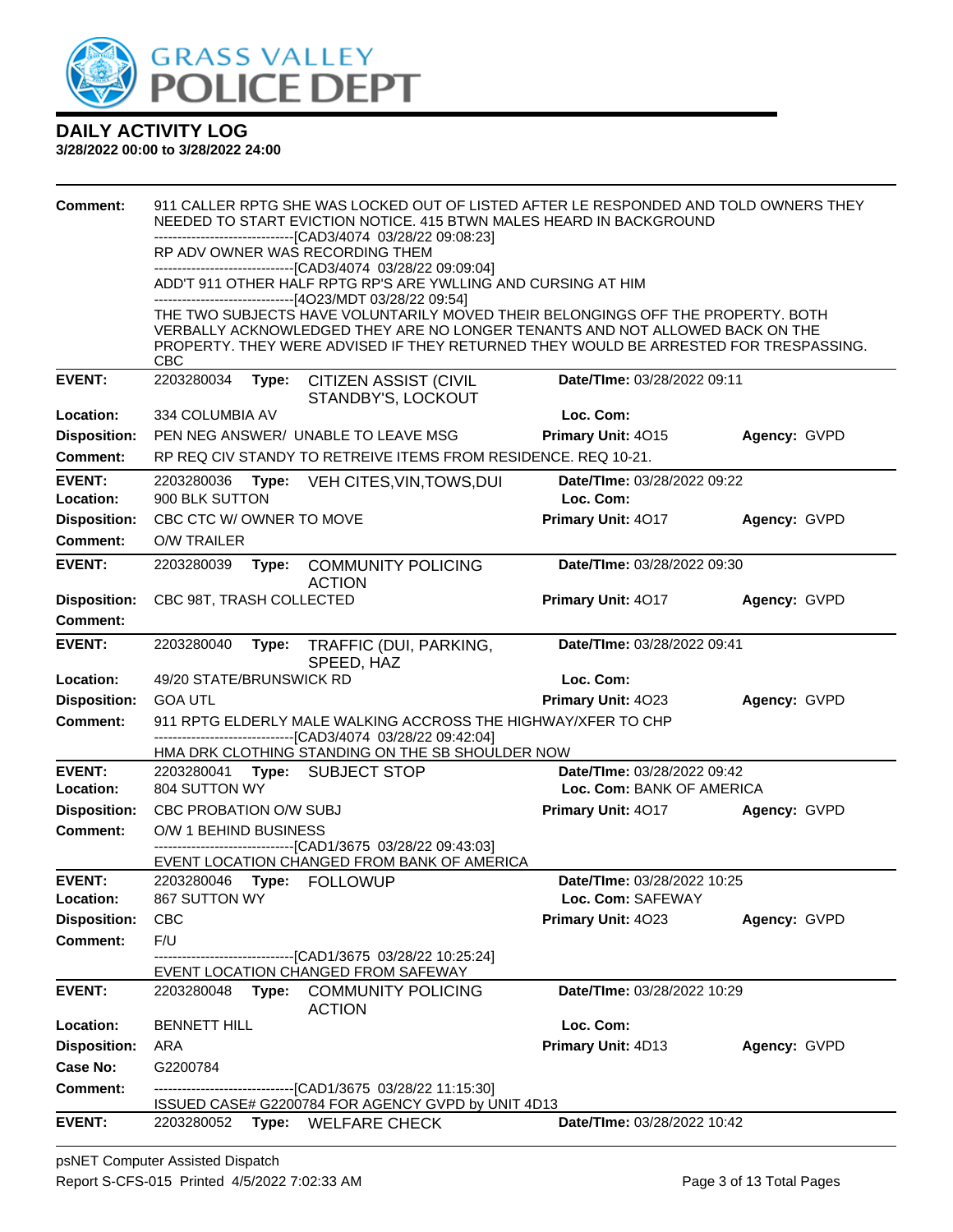# GRASS VALLEY POLICE DEPT

## DAILY ACTIVITY LOG

**3/28/2022 00:00 to 3/28/2022 24:00**

**Comment:** 911 CALLER RPTG SHE WAS LOCKED OUT OF LISTED AFTER LE RESPONDED AND TOLD OWNERS THEY NEEDED TO START EVICTION NOTICE. 415 BTWN MALES HEARD IN BACKGROUND
------------------------------[CAD3/4074 03/28/22 09:08:23]
RP ADV OWNER WAS RECORDING THEM
------------------------------[CAD3/4074 03/28/22 09:09:04]
ADD'T 911 OTHER HALF RPTG RP'S ARE YWLLING AND CURSING AT HIM
------------------------------[4O23/MDT 03/28/22 09:54]
THE TWO SUBJECTS HAVE VOLUNTARILY MOVED THEIR BELONGINGS OFF THE PROPERTY. BOTH VERBALLY ACKNOWLEDGED THEY ARE NO LONGER TENANTS AND NOT ALLOWED BACK ON THE PROPERTY. THEY WERE ADVISED IF THEY RETURNED THEY WOULD BE ARRESTED FOR TRESPASSING. CBC

---

**EVENT:** 2203280034 **Type:** CITIZEN ASSIST (CIVIL STANDBY'S, LOCKOUT **Date/TIme:** 03/28/2022 09:11
**Location:** 334 COLUMBIA AV **Loc. Com:**
**Disposition:** PEN NEG ANSWER/ UNABLE TO LEAVE MSG **Primary Unit:** 4O15 **Agency:** GVPD
**Comment:** RP REQ CIV STANDY TO RETREIVE ITEMS FROM RESIDENCE. REQ 10-21.

---

**EVENT:** 2203280036 **Type:** VEH CITES,VIN,TOWS,DUI **Date/TIme:** 03/28/2022 09:22
**Location:** 900 BLK SUTTON **Loc. Com:**
**Disposition:** CBC CTC W/ OWNER TO MOVE **Primary Unit:** 4O17 **Agency:** GVPD
**Comment:** O/W TRAILER

---

**EVENT:** 2203280039 **Type:** COMMUNITY POLICING ACTION **Date/TIme:** 03/28/2022 09:30
**Disposition:** CBC 98T, TRASH COLLECTED **Primary Unit:** 4O17 **Agency:** GVPD
**Comment:**

---

**EVENT:** 2203280040 **Type:** TRAFFIC (DUI, PARKING, SPEED, HAZ **Date/TIme:** 03/28/2022 09:41
**Location:** 49/20 STATE/BRUNSWICK RD **Loc. Com:**
**Disposition:** GOA UTL **Primary Unit:** 4O23 **Agency:** GVPD
**Comment:** 911 RPTG ELDERLY MALE WALKING ACCROSS THE HIGHWAY/XFER TO CHP
------------------------------[CAD3/4074 03/28/22 09:42:04]
HMA DRK CLOTHING STANDING ON THE SB SHOULDER NOW

---

**EVENT:** 2203280041 **Type:** SUBJECT STOP **Date/TIme:** 03/28/2022 09:42
**Location:** 804 SUTTON WY **Loc. Com:** BANK OF AMERICA
**Disposition:** CBC PROBATION O/W SUBJ **Primary Unit:** 4O17 **Agency:** GVPD
**Comment:** O/W 1 BEHIND BUSINESS
------------------------------[CAD1/3675 03/28/22 09:43:03]
EVENT LOCATION CHANGED FROM BANK OF AMERICA

---

**EVENT:** 2203280046 **Type:** FOLLOWUP **Date/TIme:** 03/28/2022 10:25
**Location:** 867 SUTTON WY **Loc. Com:** SAFEWAY
**Disposition:** CBC **Primary Unit:** 4O23 **Agency:** GVPD
**Comment:** F/U
------------------------------[CAD1/3675 03/28/22 10:25:24]
EVENT LOCATION CHANGED FROM SAFEWAY

---

**EVENT:** 2203280048 **Type:** COMMUNITY POLICING ACTION **Date/TIme:** 03/28/2022 10:29
**Location:** BENNETT HILL **Loc. Com:**
**Disposition:** ARA **Primary Unit:** 4D13 **Agency:** GVPD
**Case No:** G2200784
**Comment:**
------------------------------[CAD1/3675 03/28/22 11:15:30]
ISSUED CASE# G2200784 FOR AGENCY GVPD by UNIT 4D13

---

**EVENT:** 2203280052 **Type:** WELFARE CHECK **Date/TIme:** 03/28/2022 10:42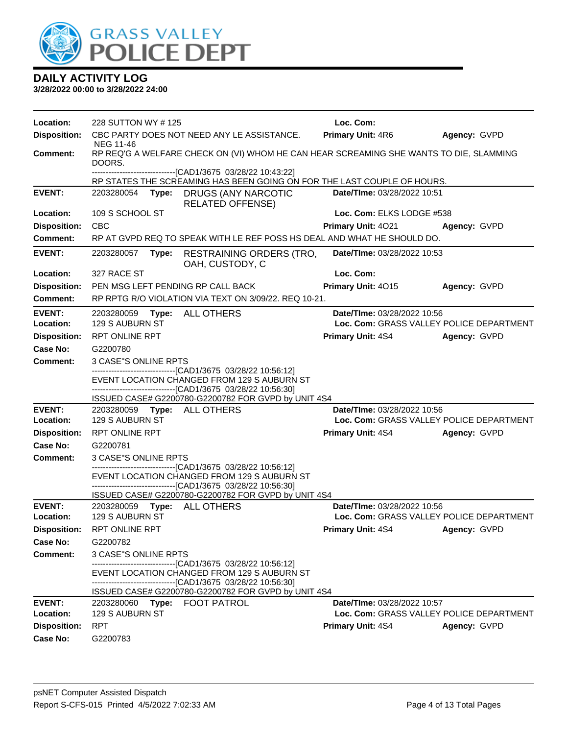# GRASS VALLEY POLICE DEPT

## DAILY ACTIVITY LOG

**3/28/2022 00:00 to 3/28/2022 24:00**

---

**Location:** 228 SUTTON WY # 125 | **Loc. Com:**
**Disposition:** CBC PARTY DOES NOT NEED ANY LE ASSISTANCE. NEG 11-46 | **Primary Unit:** 4R6 | **Agency:** GVPD
**Comment:** RP REQ'G A WELFARE CHECK ON (VI) WHOM HE CAN HEAR SCREAMING SHE WANTS TO DIE, SLAMMING DOORS.
------------------------------[CAD1/3675 03/28/22 10:43:22]
RP STATES THE SCREAMING HAS BEEN GOING ON FOR THE LAST COUPLE OF HOURS.

---

**EVENT:** 2203280054 **Type:** DRUGS (ANY NARCOTIC RELATED OFFENSE) | **Date/TIme:** 03/28/2022 10:51
**Location:** 109 S SCHOOL ST | **Loc. Com:** ELKS LODGE #538
**Disposition:** CBC | **Primary Unit:** 4O21 | **Agency:** GVPD
**Comment:** RP AT GVPD REQ TO SPEAK WITH LE REF POSS HS DEAL AND WHAT HE SHOULD DO.

---

**EVENT:** 2203280057 **Type:** RESTRAINING ORDERS (TRO, OAH, CUSTODY, C | **Date/TIme:** 03/28/2022 10:53
**Location:** 327 RACE ST | **Loc. Com:**
**Disposition:** PEN MSG LEFT PENDING RP CALL BACK | **Primary Unit:** 4O15 | **Agency:** GVPD
**Comment:** RP RPTG R/O VIOLATION VIA TEXT ON 3/09/22. REQ 10-21.

---

**EVENT:** 2203280059 **Type:** ALL OTHERS | **Date/TIme:** 03/28/2022 10:56
**Location:** 129 S AUBURN ST | **Loc. Com:** GRASS VALLEY POLICE DEPARTMENT
**Disposition:** RPT ONLINE RPT | **Primary Unit:** 4S4 | **Agency:** GVPD
**Case No:** G2200780
**Comment:** 3 CASE"S ONLINE RPTS
------------------------------[CAD1/3675 03/28/22 10:56:12]
EVENT LOCATION CHANGED FROM 129 S AUBURN ST
------------------------------[CAD1/3675 03/28/22 10:56:30]
ISSUED CASE# G2200780-G2200782 FOR GVPD by UNIT 4S4

---

**EVENT:** 2203280059 **Type:** ALL OTHERS | **Date/TIme:** 03/28/2022 10:56
**Location:** 129 S AUBURN ST | **Loc. Com:** GRASS VALLEY POLICE DEPARTMENT
**Disposition:** RPT ONLINE RPT | **Primary Unit:** 4S4 | **Agency:** GVPD
**Case No:** G2200781
**Comment:** 3 CASE"S ONLINE RPTS
------------------------------[CAD1/3675 03/28/22 10:56:12]
EVENT LOCATION CHANGED FROM 129 S AUBURN ST
------------------------------[CAD1/3675 03/28/22 10:56:30]
ISSUED CASE# G2200780-G2200782 FOR GVPD by UNIT 4S4

---

**EVENT:** 2203280059 **Type:** ALL OTHERS | **Date/TIme:** 03/28/2022 10:56
**Location:** 129 S AUBURN ST | **Loc. Com:** GRASS VALLEY POLICE DEPARTMENT
**Disposition:** RPT ONLINE RPT | **Primary Unit:** 4S4 | **Agency:** GVPD
**Case No:** G2200782
**Comment:** 3 CASE"S ONLINE RPTS
------------------------------[CAD1/3675 03/28/22 10:56:12]
EVENT LOCATION CHANGED FROM 129 S AUBURN ST
------------------------------[CAD1/3675 03/28/22 10:56:30]
ISSUED CASE# G2200780-G2200782 FOR GVPD by UNIT 4S4

---

**EVENT:** 2203280060 **Type:** FOOT PATROL | **Date/TIme:** 03/28/2022 10:57
**Location:** 129 S AUBURN ST | **Loc. Com:** GRASS VALLEY POLICE DEPARTMENT
**Disposition:** RPT | **Primary Unit:** 4S4 | **Agency:** GVPD
**Case No:** G2200783

---

psNET Computer Assisted Dispatch
Report S-CFS-015 Printed 4/5/2022 7:02:33 AM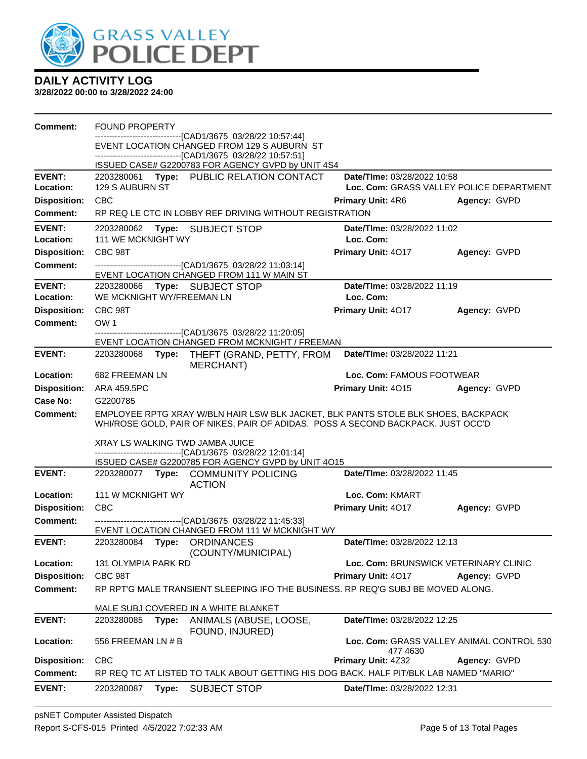# DAILY ACTIVITY LOG

**3/28/2022 00:00 to 3/28/2022 24:00**

**Comment:** FOUND PROPERTY
------------------------------[CAD1/3675 03/28/22 10:57:44]
EVENT LOCATION CHANGED FROM 129 S AUBURN ST
------------------------------[CAD1/3675 03/28/22 10:57:51]
ISSUED CASE# G2200783 FOR AGENCY GVPD by UNIT 4S4

---

**EVENT:** 2203280061 **Type:** PUBLIC RELATION CONTACT **Date/TIme:** 03/28/2022 10:58
**Location:** 129 S AUBURN ST **Loc. Com:** GRASS VALLEY POLICE DEPARTMENT
**Disposition:** CBC **Primary Unit:** 4R6 **Agency:** GVPD
**Comment:** RP REQ LE CTC IN LOBBY REF DRIVING WITHOUT REGISTRATION

---

**EVENT:** 2203280062 **Type:** SUBJECT STOP **Date/TIme:** 03/28/2022 11:02
**Location:** 111 WE MCKNIGHT WY **Loc. Com:**
**Disposition:** CBC 98T **Primary Unit:** 4O17 **Agency:** GVPD
**Comment:** ------------------------------[CAD1/3675 03/28/22 11:03:14]
EVENT LOCATION CHANGED FROM 111 W MAIN ST

---

**EVENT:** 2203280066 **Type:** SUBJECT STOP **Date/TIme:** 03/28/2022 11:19
**Location:** WE MCKNIGHT WY/FREEMAN LN **Loc. Com:**
**Disposition:** CBC 98T **Primary Unit:** 4O17 **Agency:** GVPD
**Comment:** OW 1
------------------------------[CAD1/3675 03/28/22 11:20:05]
EVENT LOCATION CHANGED FROM MCKNIGHT / FREEMAN

---

**EVENT:** 2203280068 **Type:** THEFT (GRAND, PETTY, FROM MERCHANT) **Date/TIme:** 03/28/2022 11:21
**Location:** 682 FREEMAN LN **Loc. Com:** FAMOUS FOOTWEAR
**Disposition:** ARA 459.5PC **Primary Unit:** 4O15 **Agency:** GVPD
**Case No:** G2200785
**Comment:** EMPLOYEE RPTG XRAY W/BLN HAIR LSW BLK JACKET, BLK PANTS STOLE BLK SHOES, BACKPACK WHI/ROSE GOLD, PAIR OF NIKES, PAIR OF ADIDAS. POSS A SECOND BACKPACK. JUST OCC'D

XRAY LS WALKING TWD JAMBA JUICE
------------------------------[CAD1/3675 03/28/22 12:01:14]
ISSUED CASE# G2200785 FOR AGENCY GVPD by UNIT 4O15

---

**EVENT:** 2203280077 **Type:** COMMUNITY POLICING ACTION **Date/TIme:** 03/28/2022 11:45
**Location:** 111 W MCKNIGHT WY **Loc. Com:** KMART
**Disposition:** CBC **Primary Unit:** 4O17 **Agency:** GVPD
**Comment:** ------------------------------[CAD1/3675 03/28/22 11:45:33]
EVENT LOCATION CHANGED FROM 111 W MCKNIGHT WY

---

**EVENT:** 2203280084 **Type:** ORDINANCES (COUNTY/MUNICIPAL) **Date/TIme:** 03/28/2022 12:13
**Location:** 131 OLYMPIA PARK RD **Loc. Com:** BRUNSWICK VETERINARY CLINIC
**Disposition:** CBC 98T **Primary Unit:** 4O17 **Agency:** GVPD
**Comment:** RP RPT'G MALE TRANSIENT SLEEPING IFO THE BUSINESS. RP REQ'G SUBJ BE MOVED ALONG.

MALE SUBJ COVERED IN A WHITE BLANKET

---

**EVENT:** 2203280085 **Type:** ANIMALS (ABUSE, LOOSE, FOUND, INJURED) **Date/TIme:** 03/28/2022 12:25
**Location:** 556 FREEMAN LN # B **Loc. Com:** GRASS VALLEY ANIMAL CONTROL 530 477 4630
**Disposition:** CBC **Primary Unit:** 4Z32 **Agency:** GVPD
**Comment:** RP REQ TC AT LISTED TO TALK ABOUT GETTING HIS DOG BACK. HALF PIT/BLK LAB NAMED "MARIO"

---

**EVENT:** 2203280087 **Type:** SUBJECT STOP **Date/TIme:** 03/28/2022 12:31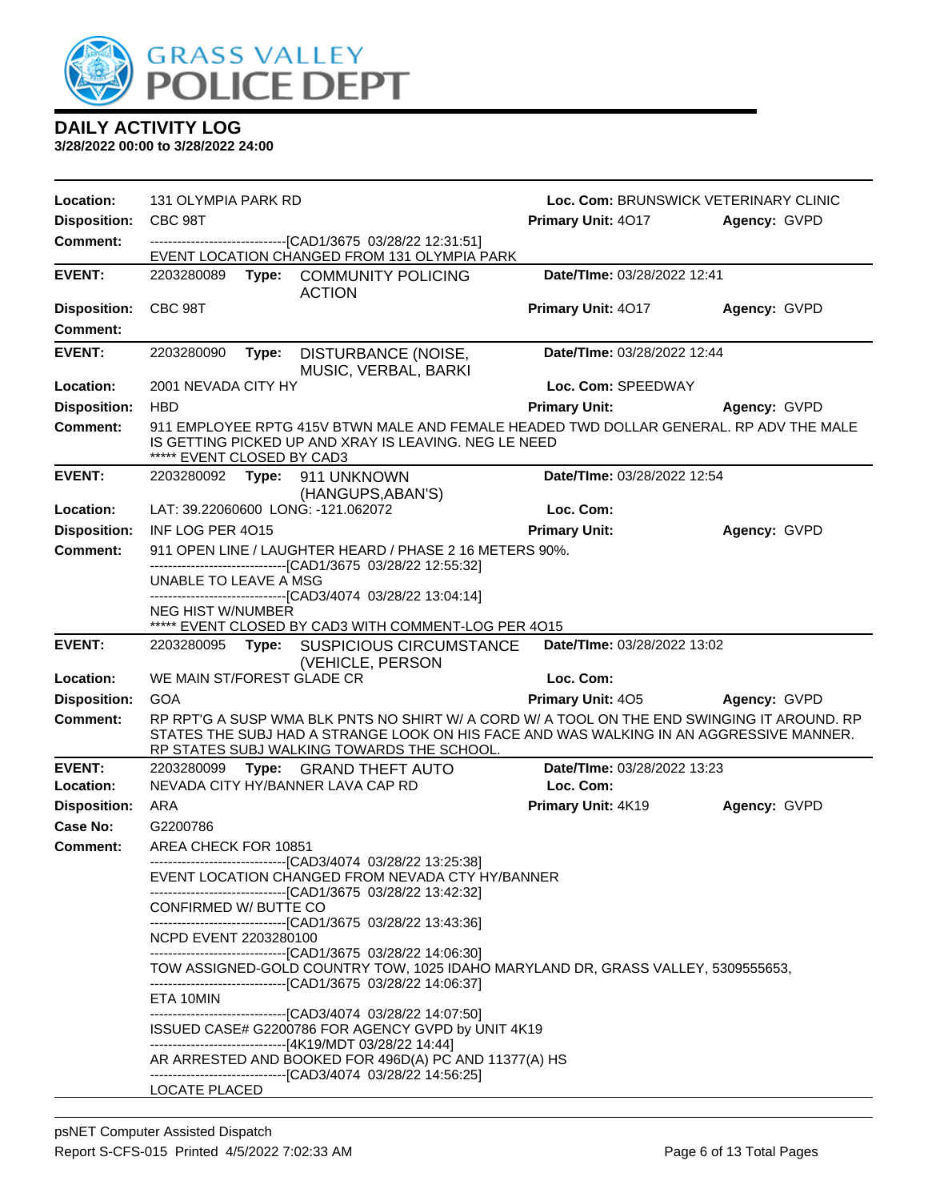# DAILY ACTIVITY LOG

**3/28/2022 00:00 to 3/28/2022 24:00**

| | | | |
|---|---|---|---|
| **Location:** | 131 OLYMPIA PARK RD | **Loc. Com:** BRUNSWICK VETERINARY CLINIC | |
| **Disposition:** | CBC 98T | **Primary Unit:** 4O17 | **Agency:** GVPD |
| **Comment:** | ------------------------------[CAD1/3675 03/28/22 12:31:51] EVENT LOCATION CHANGED FROM 131 OLYMPIA PARK | | |

| | | | |
|---|---|---|---|
| **EVENT:** | 2203280089 **Type:** COMMUNITY POLICING ACTION | **Date/TIme:** 03/28/2022 12:41 | |
| **Disposition:** | CBC 98T | **Primary Unit:** 4O17 | **Agency:** GVPD |
| **Comment:** | | | |

| | | | |
|---|---|---|---|
| **EVENT:** | 2203280090 **Type:** DISTURBANCE (NOISE, MUSIC, VERBAL, BARKI | **Date/TIme:** 03/28/2022 12:44 | |
| **Location:** | 2001 NEVADA CITY HY | **Loc. Com:** SPEEDWAY | |
| **Disposition:** | HBD | **Primary Unit:** | **Agency:** GVPD |
| **Comment:** | 911 EMPLOYEE RPTG 415V BTWN MALE AND FEMALE HEADED TWD DOLLAR GENERAL. RP ADV THE MALE IS GETTING PICKED UP AND XRAY IS LEAVING. NEG LE NEED<br>***** EVENT CLOSED BY CAD3 | | |

| | | | |
|---|---|---|---|
| **EVENT:** | 2203280092 **Type:** 911 UNKNOWN (HANGUPS,ABAN'S) | **Date/TIme:** 03/28/2022 12:54 | |
| **Location:** | LAT: 39.22060600 LONG: -121.062072 | **Loc. Com:** | |
| **Disposition:** | INF LOG PER 4O15 | **Primary Unit:** | **Agency:** GVPD |
| **Comment:** | 911 OPEN LINE / LAUGHTER HEARD / PHASE 2 16 METERS 90%.<br>------------------------------[CAD1/3675 03/28/22 12:55:32]<br>UNABLE TO LEAVE A MSG<br>------------------------------[CAD3/4074 03/28/22 13:04:14]<br>NEG HIST W/NUMBER<br>***** EVENT CLOSED BY CAD3 WITH COMMENT-LOG PER 4O15 | | |

| | | | |
|---|---|---|---|
| **EVENT:** | 2203280095 **Type:** SUSPICIOUS CIRCUMSTANCE (VEHICLE, PERSON | **Date/TIme:** 03/28/2022 13:02 | |
| **Location:** | WE MAIN ST/FOREST GLADE CR | **Loc. Com:** | |
| **Disposition:** | GOA | **Primary Unit:** 4O5 | **Agency:** GVPD |
| **Comment:** | RP RPT'G A SUSP WMA BLK PNTS NO SHIRT W/ A CORD W/ A TOOL ON THE END SWINGING IT AROUND. RP STATES THE SUBJ HAD A STRANGE LOOK ON HIS FACE AND WAS WALKING IN AN AGGRESSIVE MANNER. RP STATES SUBJ WALKING TOWARDS THE SCHOOL. | | |

| | | | |
|---|---|---|---|
| **EVENT:** | 2203280099 **Type:** GRAND THEFT AUTO | **Date/TIme:** 03/28/2022 13:23 | |
| **Location:** | NEVADA CITY HY/BANNER LAVA CAP RD | **Loc. Com:** | |
| **Disposition:** | ARA | **Primary Unit:** 4K19 | **Agency:** GVPD |
| **Case No:** | G2200786 | | |
| **Comment:** | AREA CHECK FOR 10851<br>------------------------------[CAD3/4074 03/28/22 13:25:38]<br>EVENT LOCATION CHANGED FROM NEVADA CTY HY/BANNER<br>------------------------------[CAD1/3675 03/28/22 13:42:32]<br>CONFIRMED W/ BUTTE CO<br>------------------------------[CAD1/3675 03/28/22 13:43:36]<br>NCPD EVENT 2203280100<br>------------------------------[CAD1/3675 03/28/22 14:06:30]<br>TOW ASSIGNED-GOLD COUNTRY TOW, 1025 IDAHO MARYLAND DR, GRASS VALLEY, 5309555653,<br>------------------------------[CAD1/3675 03/28/22 14:06:37]<br>ETA 10MIN<br>------------------------------[CAD3/4074 03/28/22 14:07:50]<br>ISSUED CASE# G2200786 FOR AGENCY GVPD by UNIT 4K19<br>------------------------------[4K19/MDT 03/28/22 14:44]<br>AR ARRESTED AND BOOKED FOR 496D(A) PC AND 11377(A) HS<br>------------------------------[CAD3/4074 03/28/22 14:56:25]<br>LOCATE PLACED | | |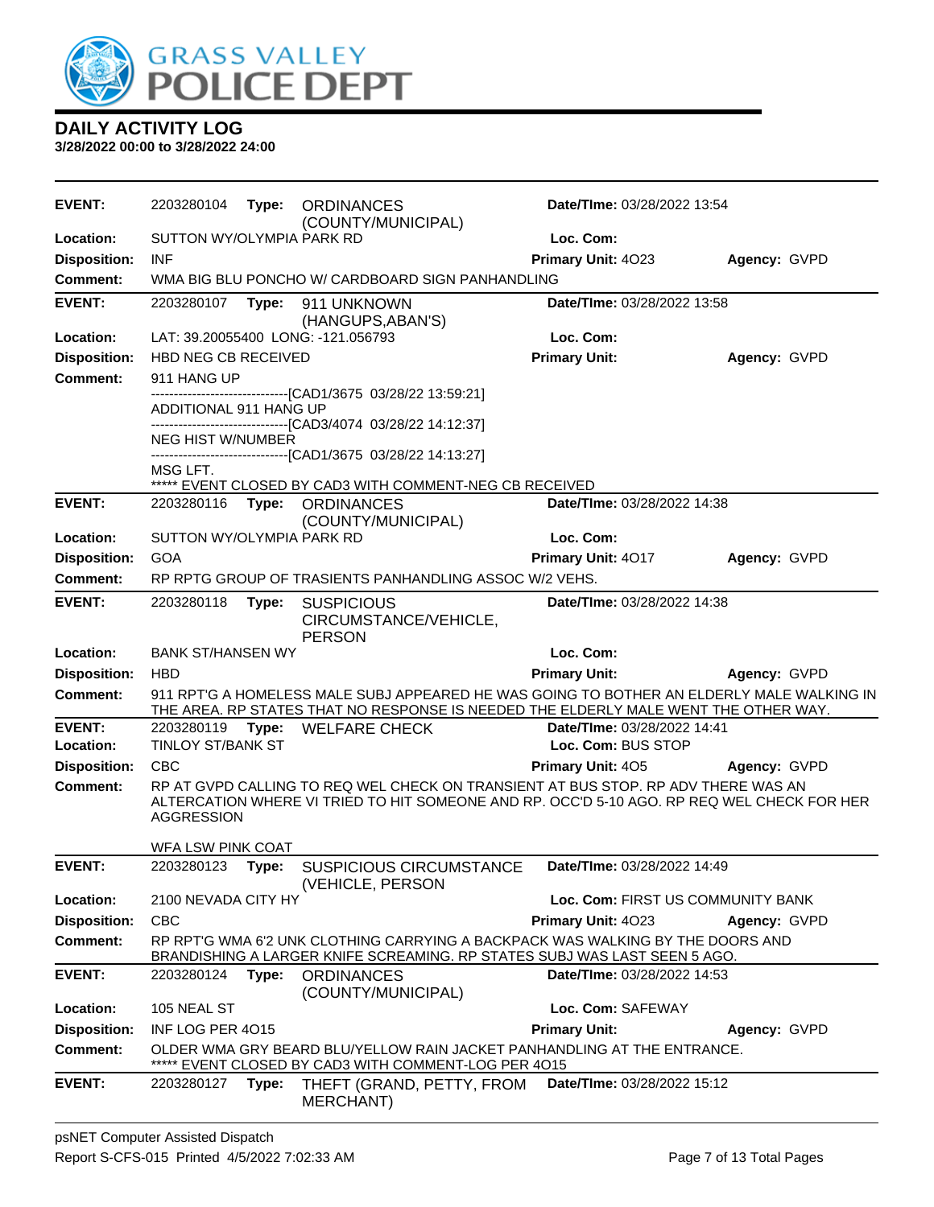# DAILY ACTIVITY LOG

**3/28/2022 00:00 to 3/28/2022 24:00**

| | | | | |
|---|---|---|---|---|
| **EVENT:** | 2203280104 **Type:** ORDINANCES (COUNTY/MUNICIPAL) | **Date/TIme:** 03/28/2022 13:54 | | |
| **Location:** | SUTTON WY/OLYMPIA PARK RD | **Loc. Com:** | | |
| **Disposition:** | INF | **Primary Unit:** 4O23 | **Agency:** GVPD | |
| **Comment:** | WMA BIG BLU PONCHO W/ CARDBOARD SIGN PANHANDLING | | | |

| | | | | |
|---|---|---|---|---|
| **EVENT:** | 2203280107 **Type:** 911 UNKNOWN (HANGUPS,ABAN'S) | **Date/TIme:** 03/28/2022 13:58 | | |
| **Location:** | LAT: 39.20055400 LONG: -121.056793 | **Loc. Com:** | | |
| **Disposition:** | HBD NEG CB RECEIVED | **Primary Unit:** | **Agency:** GVPD | |
| **Comment:** | 911 HANG UP | | | |

-------------------------------[CAD1/3675 03/28/22 13:59:21]
ADDITIONAL 911 HANG UP
-------------------------------[CAD3/4074 03/28/22 14:12:37]
NEG HIST W/NUMBER
-------------------------------[CAD1/3675 03/28/22 14:13:27]
MSG LFT.
***** EVENT CLOSED BY CAD3 WITH COMMENT-NEG CB RECEIVED

| | | | | |
|---|---|---|---|---|
| **EVENT:** | 2203280116 **Type:** ORDINANCES (COUNTY/MUNICIPAL) | **Date/TIme:** 03/28/2022 14:38 | | |
| **Location:** | SUTTON WY/OLYMPIA PARK RD | **Loc. Com:** | | |
| **Disposition:** | GOA | **Primary Unit:** 4O17 | **Agency:** GVPD | |
| **Comment:** | RP RPTG GROUP OF TRASIENTS PANHANDLING ASSOC W/2 VEHS. | | | |

| | | | | |
|---|---|---|---|---|
| **EVENT:** | 2203280118 **Type:** SUSPICIOUS CIRCUMSTANCE/VEHICLE, PERSON | **Date/TIme:** 03/28/2022 14:38 | | |
| **Location:** | BANK ST/HANSEN WY | **Loc. Com:** | | |
| **Disposition:** | HBD | **Primary Unit:** | **Agency:** GVPD | |
| **Comment:** | 911 RPT'G A HOMELESS MALE SUBJ APPEARED HE WAS GOING TO BOTHER AN ELDERLY MALE WALKING IN THE AREA. RP STATES THAT NO RESPONSE IS NEEDED THE ELDERLY MALE WENT THE OTHER WAY. | | | |

| | | | | |
|---|---|---|---|---|
| **EVENT:** | 2203280119 **Type:** WELFARE CHECK | **Date/TIme:** 03/28/2022 14:41 | | |
| **Location:** | TINLOY ST/BANK ST | **Loc. Com:** BUS STOP | | |
| **Disposition:** | CBC | **Primary Unit:** 4O5 | **Agency:** GVPD | |
| **Comment:** | RP AT GVPD CALLING TO REQ WEL CHECK ON TRANSIENT AT BUS STOP. RP ADV THERE WAS AN ALTERCATION WHERE VI TRIED TO HIT SOMEONE AND RP. OCC'D 5-10 AGO. RP REQ WEL CHECK FOR HER AGGRESSION<br><br>WFA LSW PINK COAT | | | |

| | | | | |
|---|---|---|---|---|
| **EVENT:** | 2203280123 **Type:** SUSPICIOUS CIRCUMSTANCE (VEHICLE, PERSON | **Date/TIme:** 03/28/2022 14:49 | | |
| **Location:** | 2100 NEVADA CITY HY | **Loc. Com:** FIRST US COMMUNITY BANK | | |
| **Disposition:** | CBC | **Primary Unit:** 4O23 | **Agency:** GVPD | |
| **Comment:** | RP RPT'G WMA 6'2 UNK CLOTHING CARRYING A BACKPACK WAS WALKING BY THE DOORS AND BRANDISHING A LARGER KNIFE SCREAMING. RP STATES SUBJ WAS LAST SEEN 5 AGO. | | | |

| | | | | |
|---|---|---|---|---|
| **EVENT:** | 2203280124 **Type:** ORDINANCES (COUNTY/MUNICIPAL) | **Date/TIme:** 03/28/2022 14:53 | | |
| **Location:** | 105 NEAL ST | **Loc. Com:** SAFEWAY | | |
| **Disposition:** | INF LOG PER 4O15 | **Primary Unit:** | **Agency:** GVPD | |
| **Comment:** | OLDER WMA GRY BEARD BLU/YELLOW RAIN JACKET PANHANDLING AT THE ENTRANCE. | | | |

***** EVENT CLOSED BY CAD3 WITH COMMENT-LOG PER 4O15

| | | |
|---|---|---|
| **EVENT:** | 2203280127 **Type:** THEFT (GRAND, PETTY, FROM MERCHANT) | **Date/TIme:** 03/28/2022 15:12 |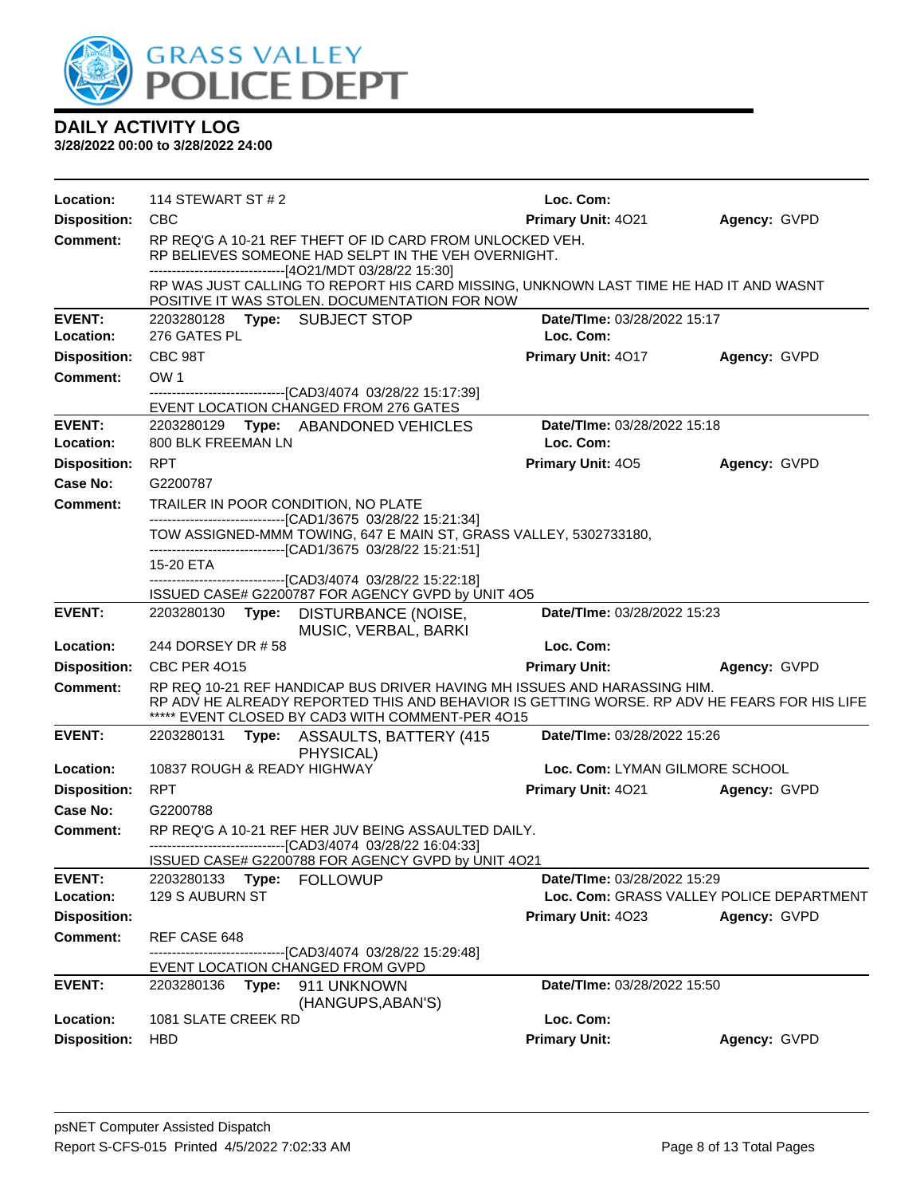# DAILY ACTIVITY LOG

**3/28/2022 00:00 to 3/28/2022 24:00**

**Location:** 114 STEWART ST # 2 **Loc. Com:**
**Disposition:** CBC **Primary Unit:** 4O21 **Agency:** GVPD
**Comment:** RP REQ'G A 10-21 REF THEFT OF ID CARD FROM UNLOCKED VEH.
RP BELIEVES SOMEONE HAD SELPT IN THE VEH OVERNIGHT.
------------------------------[4O21/MDT 03/28/22 15:30]
RP WAS JUST CALLING TO REPORT HIS CARD MISSING, UNKNOWN LAST TIME HE HAD IT AND WASNT POSITIVE IT WAS STOLEN. DOCUMENTATION FOR NOW

---

**EVENT:** 2203280128 **Type:** SUBJECT STOP **Date/TIme:** 03/28/2022 15:17
**Location:** 276 GATES PL **Loc. Com:**
**Disposition:** CBC 98T **Primary Unit:** 4O17 **Agency:** GVPD
**Comment:** OW 1
------------------------------[CAD3/4074 03/28/22 15:17:39]
EVENT LOCATION CHANGED FROM 276 GATES

---

**EVENT:** 2203280129 **Type:** ABANDONED VEHICLES **Date/TIme:** 03/28/2022 15:18
**Location:** 800 BLK FREEMAN LN **Loc. Com:**
**Disposition:** RPT **Primary Unit:** 4O5 **Agency:** GVPD
**Case No:** G2200787
**Comment:** TRAILER IN POOR CONDITION, NO PLATE
------------------------------[CAD1/3675 03/28/22 15:21:34]
TOW ASSIGNED-MMM TOWING, 647 E MAIN ST, GRASS VALLEY, 5302733180,
------------------------------[CAD1/3675 03/28/22 15:21:51]
15-20 ETA
------------------------------[CAD3/4074 03/28/22 15:22:18]
ISSUED CASE# G2200787 FOR AGENCY GVPD by UNIT 4O5

---

**EVENT:** 2203280130 **Type:** DISTURBANCE (NOISE, MUSIC, VERBAL, BARKI **Date/TIme:** 03/28/2022 15:23
**Location:** 244 DORSEY DR # 58 **Loc. Com:**
**Disposition:** CBC PER 4O15 **Primary Unit:** **Agency:** GVPD
**Comment:** RP REQ 10-21 REF HANDICAP BUS DRIVER HAVING MH ISSUES AND HARASSING HIM.
RP ADV HE ALREADY REPORTED THIS AND BEHAVIOR IS GETTING WORSE. RP ADV HE FEARS FOR HIS LIFE
***** EVENT CLOSED BY CAD3 WITH COMMENT-PER 4O15

---

**EVENT:** 2203280131 **Type:** ASSAULTS, BATTERY (415 PHYSICAL) **Date/TIme:** 03/28/2022 15:26
**Location:** 10837 ROUGH & READY HIGHWAY **Loc. Com:** LYMAN GILMORE SCHOOL
**Disposition:** RPT **Primary Unit:** 4O21 **Agency:** GVPD
**Case No:** G2200788
**Comment:** RP REQ'G A 10-21 REF HER JUV BEING ASSAULTED DAILY.
------------------------------[CAD3/4074 03/28/22 16:04:33]
ISSUED CASE# G2200788 FOR AGENCY GVPD by UNIT 4O21

---

**EVENT:** 2203280133 **Type:** FOLLOWUP **Date/TIme:** 03/28/2022 15:29
**Location:** 129 S AUBURN ST **Loc. Com:** GRASS VALLEY POLICE DEPARTMENT
**Disposition:** **Primary Unit:** 4O23 **Agency:** GVPD
**Comment:** REF CASE 648
------------------------------[CAD3/4074 03/28/22 15:29:48]
EVENT LOCATION CHANGED FROM GVPD

---

**EVENT:** 2203280136 **Type:** 911 UNKNOWN (HANGUPS,ABAN'S) **Date/TIme:** 03/28/2022 15:50
**Location:** 1081 SLATE CREEK RD **Loc. Com:**
**Disposition:** HBD **Primary Unit:** **Agency:** GVPD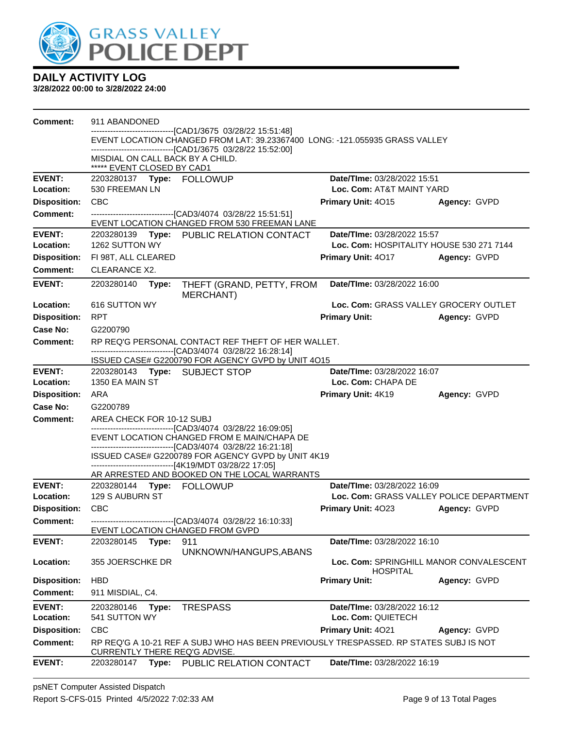# DAILY ACTIVITY LOG

**3/28/2022 00:00 to 3/28/2022 24:00**

**Comment:** 911 ABANDONED
------------------------------[CAD1/3675 03/28/22 15:51:48]
EVENT LOCATION CHANGED FROM LAT: 39.23367400 LONG: -121.055935 GRASS VALLEY
------------------------------[CAD1/3675 03/28/22 15:52:00]
MISDIAL ON CALL BACK BY A CHILD.
***** EVENT CLOSED BY CAD1

---

**EVENT:** 2203280137 **Type:** FOLLOWUP **Date/TIme:** 03/28/2022 15:51
**Location:** 530 FREEMAN LN **Loc. Com:** AT&T MAINT YARD
**Disposition:** CBC **Primary Unit:** 4O15 **Agency:** GVPD
**Comment:** ------------------------------[CAD3/4074 03/28/22 15:51:51]
EVENT LOCATION CHANGED FROM 530 FREEMAN LANE

---

**EVENT:** 2203280139 **Type:** PUBLIC RELATION CONTACT **Date/TIme:** 03/28/2022 15:57
**Location:** 1262 SUTTON WY **Loc. Com:** HOSPITALITY HOUSE 530 271 7144
**Disposition:** FI 98T, ALL CLEARED **Primary Unit:** 4O17 **Agency:** GVPD
**Comment:** CLEARANCE X2.

---

**EVENT:** 2203280140 **Type:** THEFT (GRAND, PETTY, FROM MERCHANT) **Date/TIme:** 03/28/2022 16:00
**Location:** 616 SUTTON WY **Loc. Com:** GRASS VALLEY GROCERY OUTLET
**Disposition:** RPT **Primary Unit:** **Agency:** GVPD
**Case No:** G2200790
**Comment:** RP REQ'G PERSONAL CONTACT REF THEFT OF HER WALLET.
------------------------------[CAD3/4074 03/28/22 16:28:14]
ISSUED CASE# G2200790 FOR AGENCY GVPD by UNIT 4O15

---

**EVENT:** 2203280143 **Type:** SUBJECT STOP **Date/TIme:** 03/28/2022 16:07
**Location:** 1350 EA MAIN ST **Loc. Com:** CHAPA DE
**Disposition:** ARA **Primary Unit:** 4K19 **Agency:** GVPD
**Case No:** G2200789
**Comment:** AREA CHECK FOR 10-12 SUBJ
------------------------------[CAD3/4074 03/28/22 16:09:05]
EVENT LOCATION CHANGED FROM E MAIN/CHAPA DE
------------------------------[CAD3/4074 03/28/22 16:21:18]
ISSUED CASE# G2200789 FOR AGENCY GVPD by UNIT 4K19
------------------------------[4K19/MDT 03/28/22 17:05]
AR ARRESTED AND BOOKED ON THE LOCAL WARRANTS

---

**EVENT:** 2203280144 **Type:** FOLLOWUP **Date/TIme:** 03/28/2022 16:09
**Location:** 129 S AUBURN ST **Loc. Com:** GRASS VALLEY POLICE DEPARTMENT
**Disposition:** CBC **Primary Unit:** 4O23 **Agency:** GVPD
**Comment:** ------------------------------[CAD3/4074 03/28/22 16:10:33]
EVENT LOCATION CHANGED FROM GVPD

---

**EVENT:** 2203280145 **Type:** 911 UNKNOWN/HANGUPS,ABANS **Date/TIme:** 03/28/2022 16:10
**Location:** 355 JOERSCHKE DR **Loc. Com:** SPRINGHILL MANOR CONVALESCENT HOSPITAL
**Disposition:** HBD **Primary Unit:** **Agency:** GVPD
**Comment:** 911 MISDIAL, C4.

---

**EVENT:** 2203280146 **Type:** TRESPASS **Date/TIme:** 03/28/2022 16:12
**Location:** 541 SUTTON WY **Loc. Com:** QUIETECH
**Disposition:** CBC **Primary Unit:** 4O21 **Agency:** GVPD
**Comment:** RP REQ'G A 10-21 REF A SUBJ WHO HAS BEEN PREVIOUSLY TRESPASSED. RP STATES SUBJ IS NOT CURRENTLY THERE REQ'G ADVISE.

---

**EVENT:** 2203280147 **Type:** PUBLIC RELATION CONTACT **Date/TIme:** 03/28/2022 16:19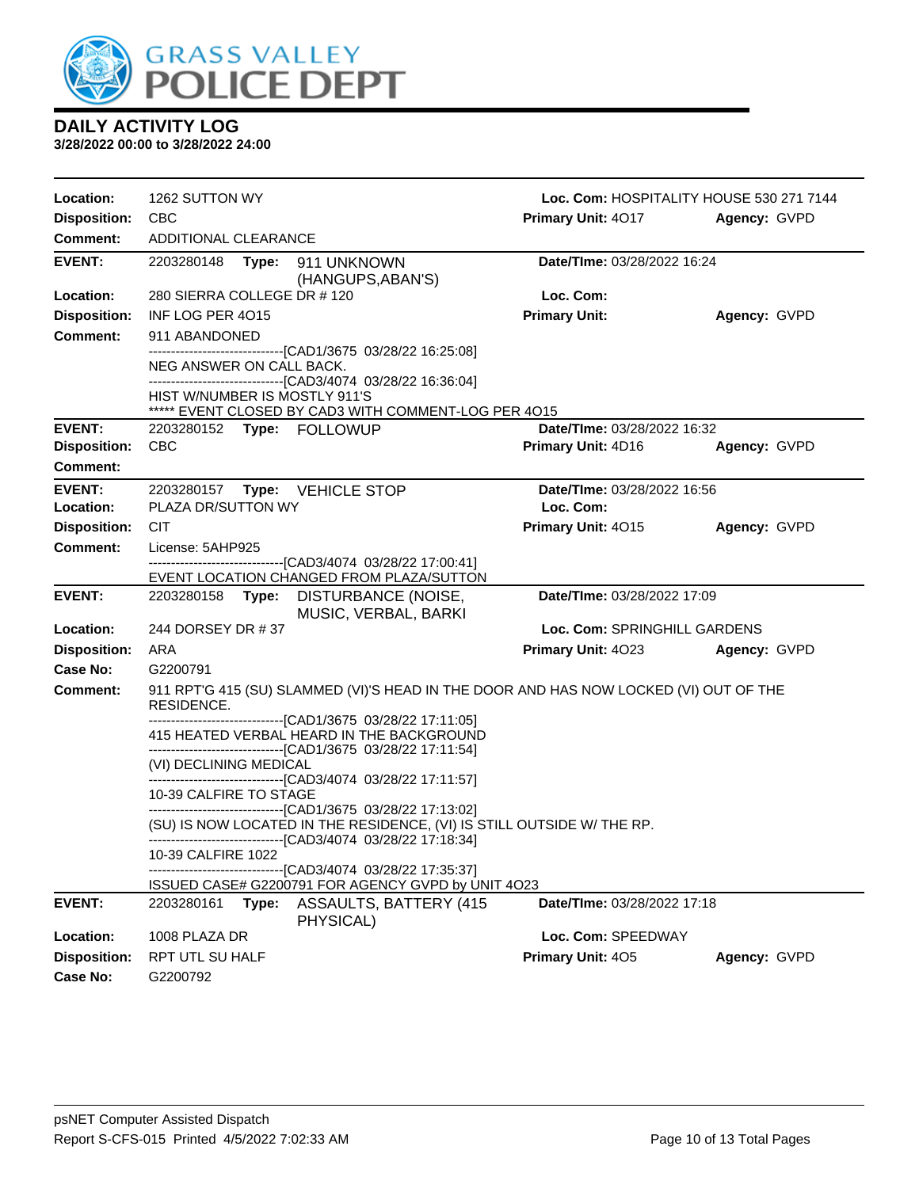# GRASS VALLEY POLICE DEPT

## DAILY ACTIVITY LOG

**3/28/2022 00:00 to 3/28/2022 24:00**

| | | | |
|---|---|---|---|
| **Location:** | 1262 SUTTON WY | **Loc. Com:** HOSPITALITY HOUSE 530 271 7144 | |
| **Disposition:** | CBC | **Primary Unit:** 4O17 | **Agency:** GVPD |
| **Comment:** | ADDITIONAL CLEARANCE | | |

| | | | |
|---|---|---|---|
| **EVENT:** | 2203280148 **Type:** 911 UNKNOWN (HANGUPS,ABAN'S) | **Date/TIme:** 03/28/2022 16:24 | |
| **Location:** | 280 SIERRA COLLEGE DR # 120 | **Loc. Com:** | |
| **Disposition:** | INF LOG PER 4O15 | **Primary Unit:** | **Agency:** GVPD |
| **Comment:** | 911 ABANDONED | | |

------------------------------[CAD1/3675 03/28/22 16:25:08]
NEG ANSWER ON CALL BACK.
------------------------------[CAD3/4074 03/28/22 16:36:04]
HIST W/NUMBER IS MOSTLY 911'S
***** EVENT CLOSED BY CAD3 WITH COMMENT-LOG PER 4O15

| | | | |
|---|---|---|---|
| **EVENT:** | 2203280152 **Type:** FOLLOWUP | **Date/TIme:** 03/28/2022 16:32 | |
| **Disposition:** | CBC | **Primary Unit:** 4D16 | **Agency:** GVPD |
| **Comment:** | | | |

| | | | |
|---|---|---|---|
| **EVENT:** | 2203280157 **Type:** VEHICLE STOP | **Date/TIme:** 03/28/2022 16:56 | |
| **Location:** | PLAZA DR/SUTTON WY | **Loc. Com:** | |
| **Disposition:** | CIT | **Primary Unit:** 4O15 | **Agency:** GVPD |
| **Comment:** | License: 5AHP925 | | |

------------------------------[CAD3/4074 03/28/22 17:00:41]
EVENT LOCATION CHANGED FROM PLAZA/SUTTON

| | | | |
|---|---|---|---|
| **EVENT:** | 2203280158 **Type:** DISTURBANCE (NOISE, MUSIC, VERBAL, BARKI | **Date/TIme:** 03/28/2022 17:09 | |
| **Location:** | 244 DORSEY DR # 37 | **Loc. Com:** SPRINGHILL GARDENS | |
| **Disposition:** | ARA | **Primary Unit:** 4O23 | **Agency:** GVPD |
| **Case No:** | G2200791 | | |
| **Comment:** | 911 RPT'G 415 (SU) SLAMMED (VI)'S HEAD IN THE DOOR AND HAS NOW LOCKED (VI) OUT OF THE RESIDENCE. | | |

------------------------------[CAD1/3675 03/28/22 17:11:05]
415 HEATED VERBAL HEARD IN THE BACKGROUND
------------------------------[CAD1/3675 03/28/22 17:11:54]
(VI) DECLINING MEDICAL
------------------------------[CAD3/4074 03/28/22 17:11:57]
10-39 CALFIRE TO STAGE
------------------------------[CAD1/3675 03/28/22 17:13:02]
(SU) IS NOW LOCATED IN THE RESIDENCE, (VI) IS STILL OUTSIDE W/ THE RP.
------------------------------[CAD3/4074 03/28/22 17:18:34]
10-39 CALFIRE 1022
------------------------------[CAD3/4074 03/28/22 17:35:37]
ISSUED CASE# G2200791 FOR AGENCY GVPD by UNIT 4O23

| | | | |
|---|---|---|---|
| **EVENT:** | 2203280161 **Type:** ASSAULTS, BATTERY (415 PHYSICAL) | **Date/TIme:** 03/28/2022 17:18 | |
| **Location:** | 1008 PLAZA DR | **Loc. Com:** SPEEDWAY | |
| **Disposition:** | RPT UTL SU HALF | **Primary Unit:** 4O5 | **Agency:** GVPD |
| **Case No:** | G2200792 | | |

psNET Computer Assisted Dispatch
Report S-CFS-015 Printed 4/5/2022 7:02:33 AM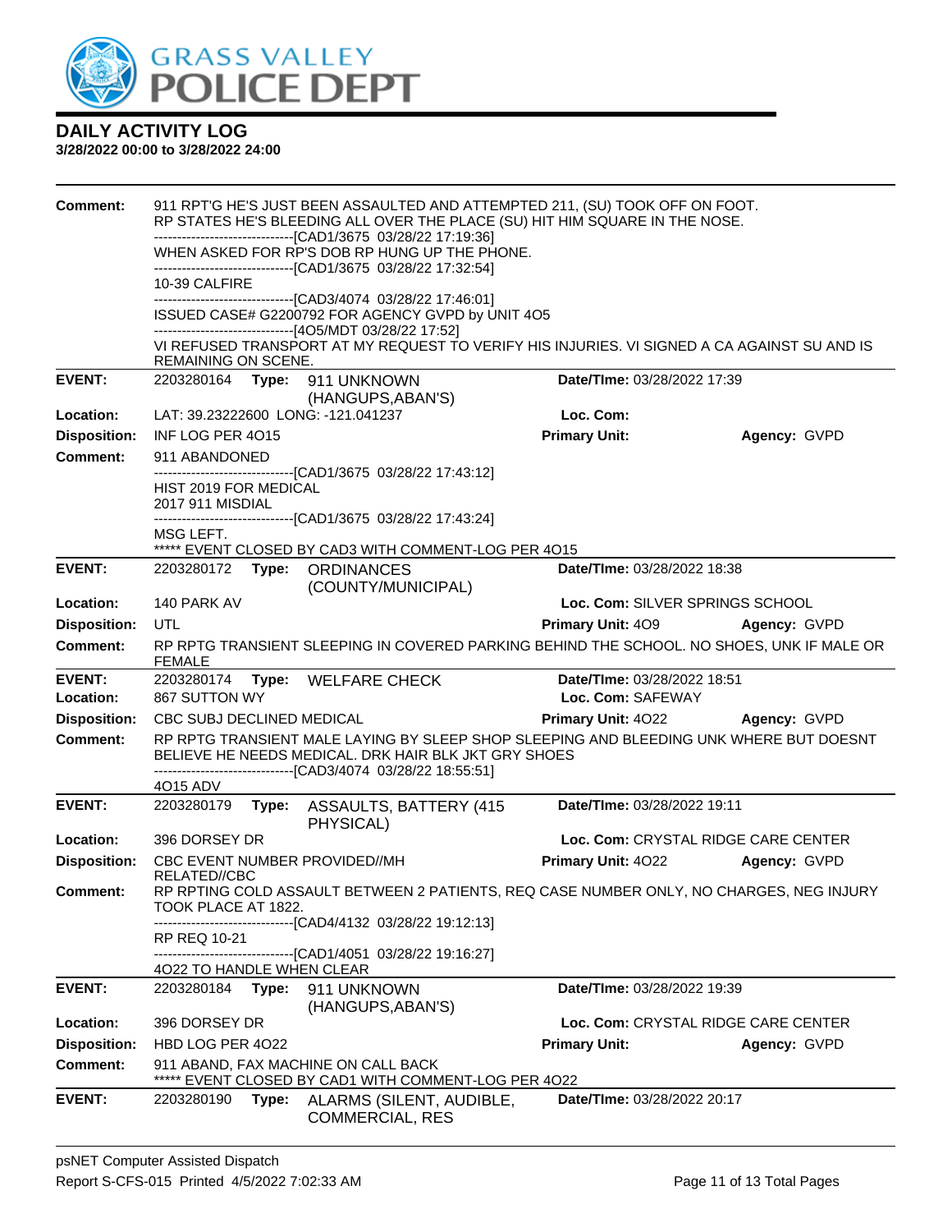# GRASS VALLEY POLICE DEPT

## DAILY ACTIVITY LOG

**3/28/2022 00:00 to 3/28/2022 24:00**

**Comment:** 911 RPT'G HE'S JUST BEEN ASSAULTED AND ATTEMPTED 211, (SU) TOOK OFF ON FOOT. RP STATES HE'S BLEEDING ALL OVER THE PLACE (SU) HIT HIM SQUARE IN THE NOSE.
------------------------------[CAD1/3675 03/28/22 17:19:36]
WHEN ASKED FOR RP'S DOB RP HUNG UP THE PHONE.
------------------------------[CAD1/3675 03/28/22 17:32:54]
10-39 CALFIRE
------------------------------[CAD3/4074 03/28/22 17:46:01]
ISSUED CASE# G2200792 FOR AGENCY GVPD by UNIT 4O5
------------------------------[4O5/MDT 03/28/22 17:52]
VI REFUSED TRANSPORT AT MY REQUEST TO VERIFY HIS INJURIES. VI SIGNED A CA AGAINST SU AND IS REMAINING ON SCENE.

---

**EVENT:** 2203280164 **Type:** 911 UNKNOWN (HANGUPS,ABAN'S) **Date/TIme:** 03/28/2022 17:39
**Location:** LAT: 39.23222600 LONG: -121.041237 **Loc. Com:**
**Disposition:** INF LOG PER 4O15 **Primary Unit:** **Agency:** GVPD
**Comment:** 911 ABANDONED
------------------------------[CAD1/3675 03/28/22 17:43:12]
HIST 2019 FOR MEDICAL
2017 911 MISDIAL
------------------------------[CAD1/3675 03/28/22 17:43:24]
MSG LEFT.
***** EVENT CLOSED BY CAD3 WITH COMMENT-LOG PER 4O15

---

**EVENT:** 2203280172 **Type:** ORDINANCES (COUNTY/MUNICIPAL) **Date/TIme:** 03/28/2022 18:38
**Location:** 140 PARK AV **Loc. Com:** SILVER SPRINGS SCHOOL
**Disposition:** UTL **Primary Unit:** 4O9 **Agency:** GVPD
**Comment:** RP RPTG TRANSIENT SLEEPING IN COVERED PARKING BEHIND THE SCHOOL. NO SHOES, UNK IF MALE OR FEMALE

---

**EVENT:** 2203280174 **Type:** WELFARE CHECK **Date/TIme:** 03/28/2022 18:51
**Location:** 867 SUTTON WY **Loc. Com:** SAFEWAY
**Disposition:** CBC SUBJ DECLINED MEDICAL **Primary Unit:** 4O22 **Agency:** GVPD
**Comment:** RP RPTG TRANSIENT MALE LAYING BY SLEEP SHOP SLEEPING AND BLEEDING UNK WHERE BUT DOESNT BELIEVE HE NEEDS MEDICAL. DRK HAIR BLK JKT GRY SHOES
------------------------------[CAD3/4074 03/28/22 18:55:51]
4O15 ADV

---

**EVENT:** 2203280179 **Type:** ASSAULTS, BATTERY (415 PHYSICAL) **Date/TIme:** 03/28/2022 19:11
**Location:** 396 DORSEY DR **Loc. Com:** CRYSTAL RIDGE CARE CENTER
**Disposition:** CBC EVENT NUMBER PROVIDED//MH RELATED//CBC **Primary Unit:** 4O22 **Agency:** GVPD
**Comment:** RP RPTING COLD ASSAULT BETWEEN 2 PATIENTS, REQ CASE NUMBER ONLY, NO CHARGES, NEG INJURY TOOK PLACE AT 1822.
------------------------------[CAD4/4132 03/28/22 19:12:13]
RP REQ 10-21
------------------------------[CAD1/4051 03/28/22 19:16:27]
4O22 TO HANDLE WHEN CLEAR

---

**EVENT:** 2203280184 **Type:** 911 UNKNOWN (HANGUPS,ABAN'S) **Date/TIme:** 03/28/2022 19:39
**Location:** 396 DORSEY DR **Loc. Com:** CRYSTAL RIDGE CARE CENTER
**Disposition:** HBD LOG PER 4O22 **Primary Unit:** **Agency:** GVPD
**Comment:** 911 ABAND, FAX MACHINE ON CALL BACK
***** EVENT CLOSED BY CAD1 WITH COMMENT-LOG PER 4O22

---

**EVENT:** 2203280190 **Type:** ALARMS (SILENT, AUDIBLE, COMMERCIAL, RES **Date/TIme:** 03/28/2022 20:17

psNET Computer Assisted Dispatch
Report S-CFS-015 Printed 4/5/2022 7:02:33 AM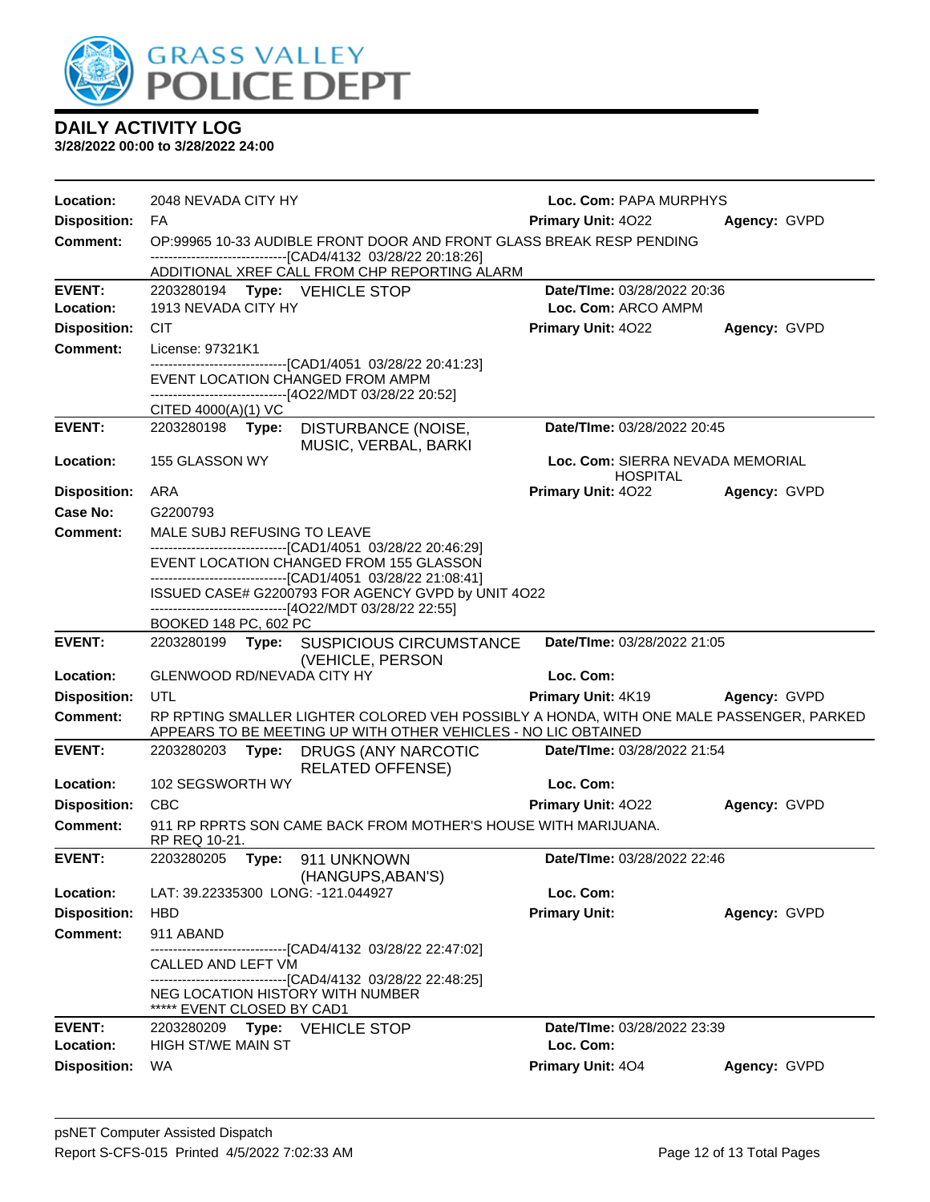# DAILY ACTIVITY LOG

**3/28/2022 00:00 to 3/28/2022 24:00**

**Location:** 2048 NEVADA CITY HY **Loc. Com:** PAPA MURPHYS
**Disposition:** FA **Primary Unit:** 4O22 **Agency:** GVPD
**Comment:** OP:99965 10-33 AUDIBLE FRONT DOOR AND FRONT GLASS BREAK RESP PENDING
------------------------------[CAD4/4132 03/28/22 20:18:26]
ADDITIONAL XREF CALL FROM CHP REPORTING ALARM

---

**EVENT:** 2203280194 **Type:** VEHICLE STOP **Date/TIme:** 03/28/2022 20:36
**Location:** 1913 NEVADA CITY HY **Loc. Com:** ARCO AMPM
**Disposition:** CIT **Primary Unit:** 4O22 **Agency:** GVPD
**Comment:** License: 97321K1
------------------------------[CAD1/4051 03/28/22 20:41:23]
EVENT LOCATION CHANGED FROM AMPM
------------------------------[4O22/MDT 03/28/22 20:52]
CITED 4000(A)(1) VC

---

**EVENT:** 2203280198 **Type:** DISTURBANCE (NOISE, MUSIC, VERBAL, BARKI **Date/TIme:** 03/28/2022 20:45
**Location:** 155 GLASSON WY **Loc. Com:** SIERRA NEVADA MEMORIAL HOSPITAL
**Disposition:** ARA **Primary Unit:** 4O22 **Agency:** GVPD
**Case No:** G2200793
**Comment:** MALE SUBJ REFUSING TO LEAVE
------------------------------[CAD1/4051 03/28/22 20:46:29]
EVENT LOCATION CHANGED FROM 155 GLASSON
------------------------------[CAD1/4051 03/28/22 21:08:41]
ISSUED CASE# G2200793 FOR AGENCY GVPD by UNIT 4O22
------------------------------[4O22/MDT 03/28/22 22:55]
BOOKED 148 PC, 602 PC

---

**EVENT:** 2203280199 **Type:** SUSPICIOUS CIRCUMSTANCE (VEHICLE, PERSON **Date/TIme:** 03/28/2022 21:05
**Location:** GLENWOOD RD/NEVADA CITY HY **Loc. Com:**
**Disposition:** UTL **Primary Unit:** 4K19 **Agency:** GVPD
**Comment:** RP RPTING SMALLER LIGHTER COLORED VEH POSSIBLY A HONDA, WITH ONE MALE PASSENGER, PARKED APPEARS TO BE MEETING UP WITH OTHER VEHICLES - NO LIC OBTAINED

---

**EVENT:** 2203280203 **Type:** DRUGS (ANY NARCOTIC RELATED OFFENSE) **Date/TIme:** 03/28/2022 21:54
**Location:** 102 SEGSWORTH WY **Loc. Com:**
**Disposition:** CBC **Primary Unit:** 4O22 **Agency:** GVPD
**Comment:** 911 RP RPRTS SON CAME BACK FROM MOTHER'S HOUSE WITH MARIJUANA. RP REQ 10-21.

---

**EVENT:** 2203280205 **Type:** 911 UNKNOWN (HANGUPS,ABAN'S) **Date/TIme:** 03/28/2022 22:46
**Location:** LAT: 39.22335300 LONG: -121.044927 **Loc. Com:**
**Disposition:** HBD **Primary Unit:** **Agency:** GVPD
**Comment:** 911 ABAND
------------------------------[CAD4/4132 03/28/22 22:47:02]
CALLED AND LEFT VM
------------------------------[CAD4/4132 03/28/22 22:48:25]
NEG LOCATION HISTORY WITH NUMBER
***** EVENT CLOSED BY CAD1

---

**EVENT:** 2203280209 **Type:** VEHICLE STOP **Date/TIme:** 03/28/2022 23:39
**Location:** HIGH ST/WE MAIN ST **Loc. Com:**
**Disposition:** WA **Primary Unit:** 4O4 **Agency:** GVPD

psNET Computer Assisted Dispatch
Report S-CFS-015 Printed 4/5/2022 7:02:33 AM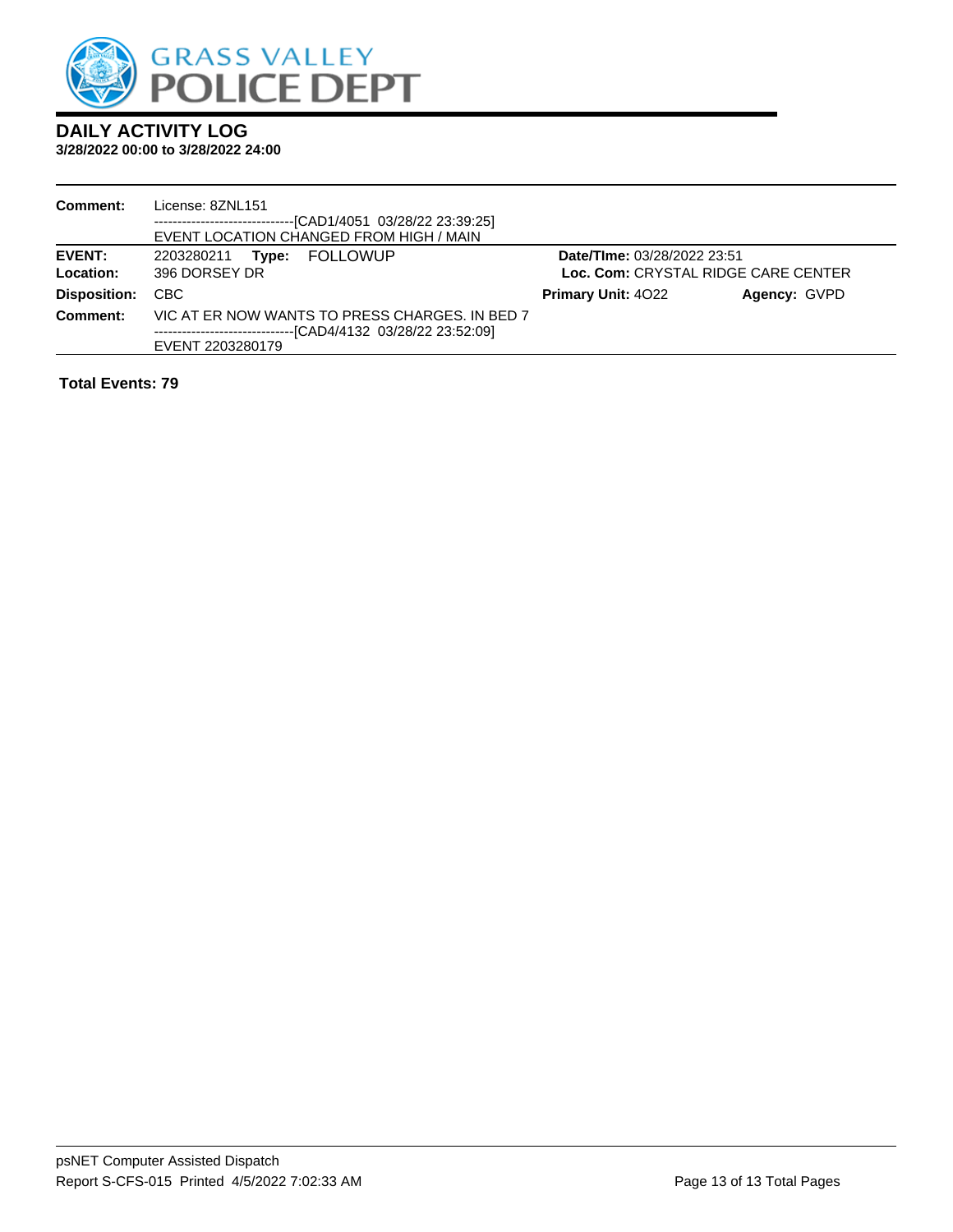**GRASS VALLEY POLICE DEPT**

## DAILY ACTIVITY LOG

**3/28/2022 00:00 to 3/28/2022 24:00**

**Comment:** License: 8ZNL151
------------------------------[CAD1/4051 03/28/22 23:39:25]
EVENT LOCATION CHANGED FROM HIGH / MAIN

| | | | |
|---|---|---|---|
| **EVENT:** | 2203280211 **Type:** FOLLOWUP | **Date/TIme:** 03/28/2022 23:51 | |
| **Location:** | 396 DORSEY DR | **Loc. Com:** CRYSTAL RIDGE CARE CENTER | |
| **Disposition:** | CBC | **Primary Unit:** 4O22 | **Agency:** GVPD |

**Comment:** VIC AT ER NOW WANTS TO PRESS CHARGES. IN BED 7
------------------------------[CAD4/4132 03/28/22 23:52:09]
EVENT 2203280179

**Total Events: 79**

psNET Computer Assisted Dispatch
Report S-CFS-015 Printed 4/5/2022 7:02:33 AM